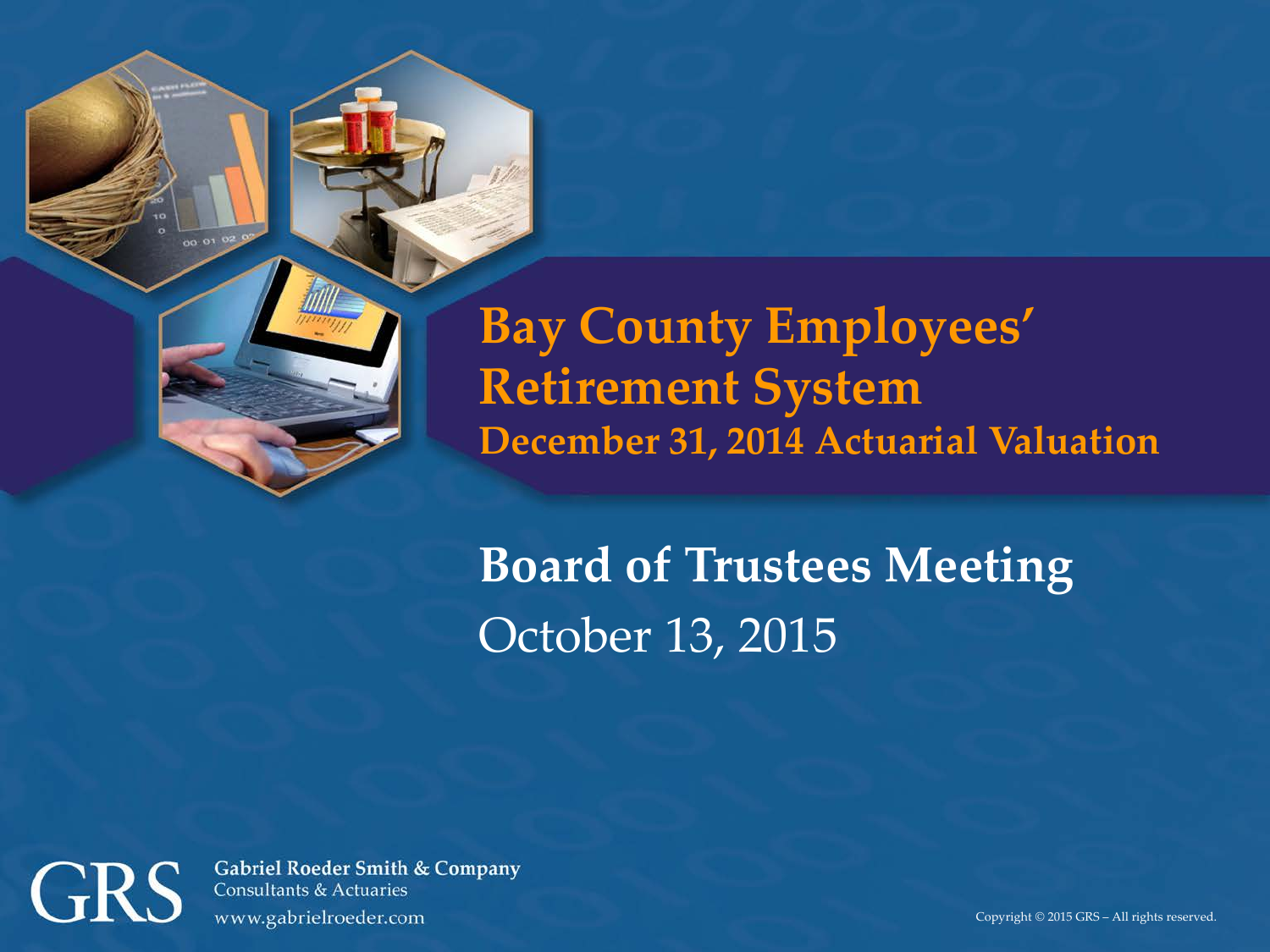# Bay County Employees' Retirement System

## December 31, 2014 Actuarial Valuation

## Board of Trustees Meeting

October 13, 2015

GRS

**Gabriel Roeder Smith & Company**
Consultants & Actuaries
www.gabrielroeder.com

Copyright © 2015 GRS – All rights reserved.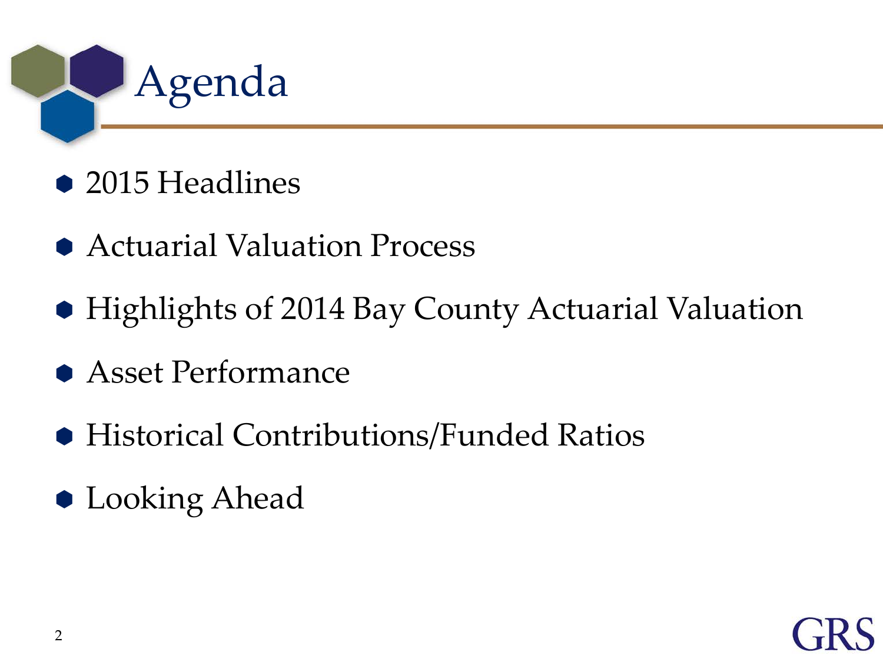# Agenda

- 2015 Headlines
- Actuarial Valuation Process
- Highlights of 2014 Bay County Actuarial Valuation
- Asset Performance
- Historical Contributions/Funded Ratios
- Looking Ahead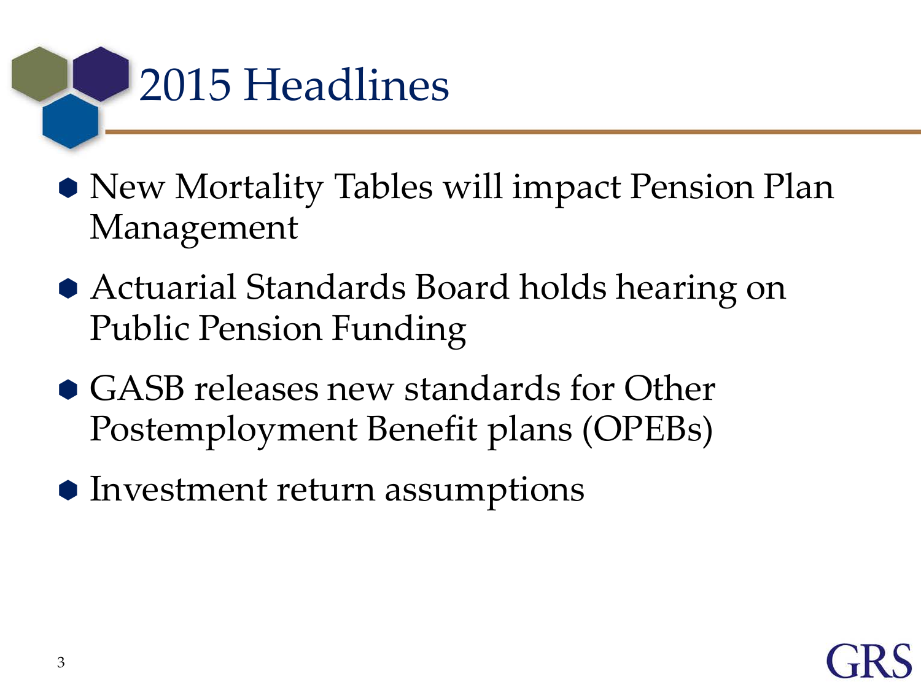# 2015 Headlines

- New Mortality Tables will impact Pension Plan Management
- Actuarial Standards Board holds hearing on Public Pension Funding
- GASB releases new standards for Other Postemployment Benefit plans (OPEBs)
- Investment return assumptions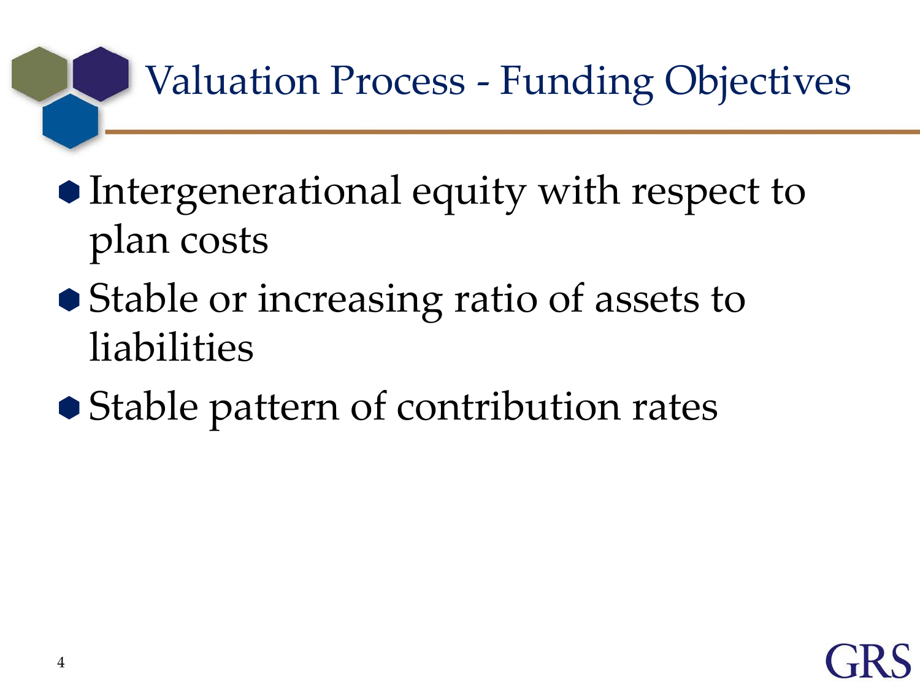# Valuation Process - Funding Objectives

- Intergenerational equity with respect to plan costs
- Stable or increasing ratio of assets to liabilities
- Stable pattern of contribution rates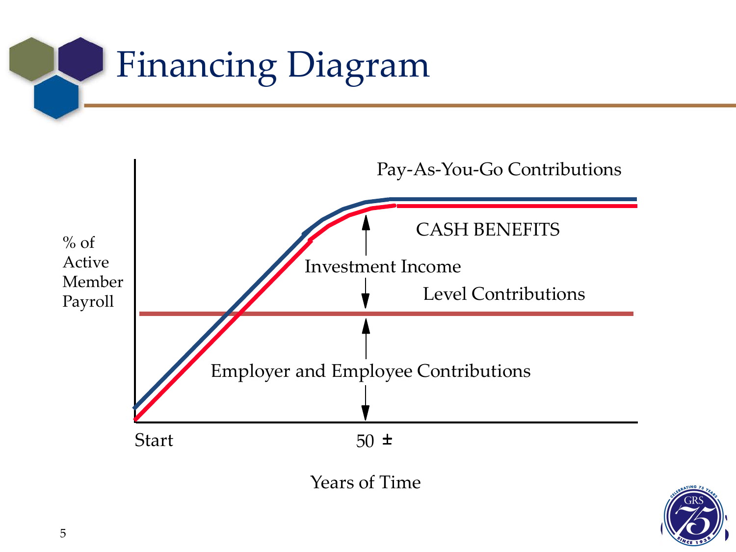# Financing Diagram

Pay-As-You-Go Contributions

CASH BENEFITS

Investment Income

Level Contributions

Employer and Employee Contributions

% of Active Member Payroll

Start

50 ±

Years of Time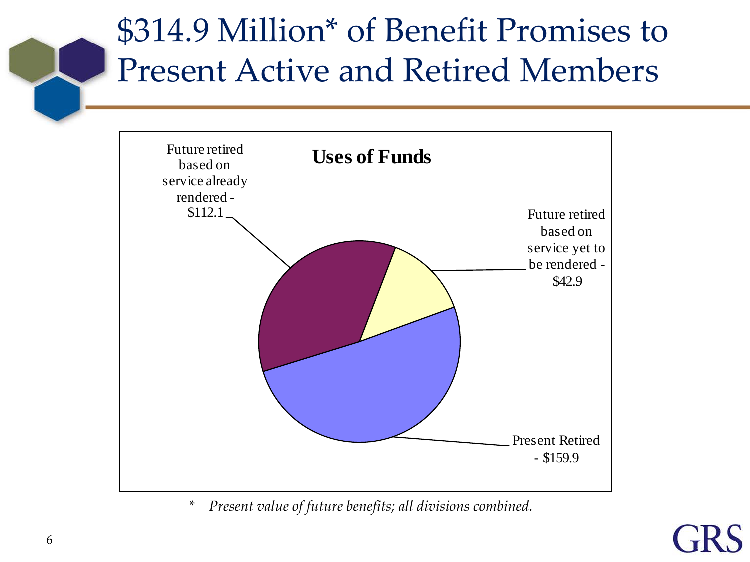# $314.9 Million* of Benefit Promises to Present Active and Retired Members

**Uses of Funds**

Future retired based on service already rendered - $112.1

Future retired based on service yet to be rendered - $42.9

Present Retired - $159.9

\* *Present value of future benefits; all divisions combined.*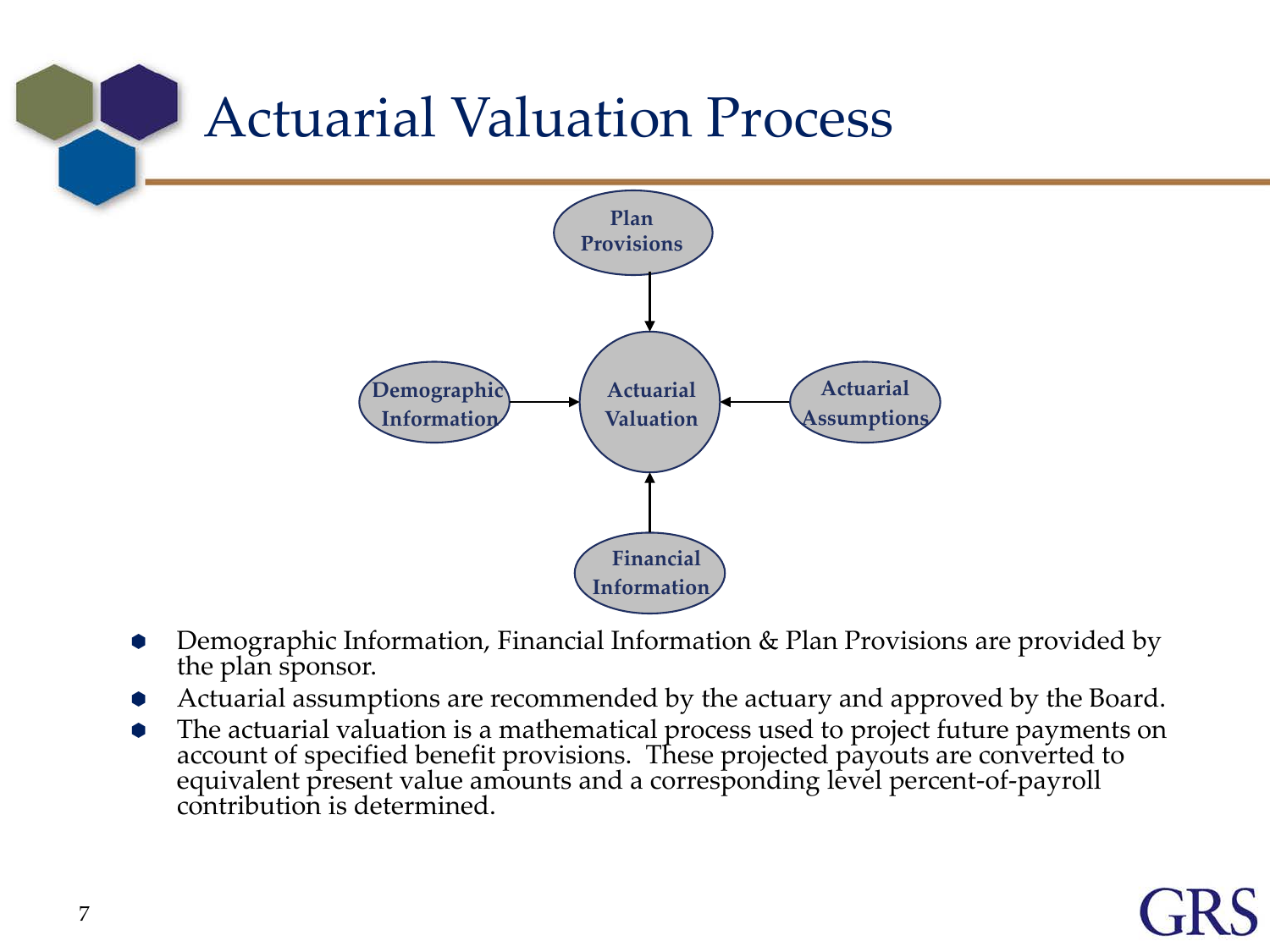# Actuarial Valuation Process

Plan Provisions

Demographic Information

Actuarial Valuation

Actuarial Assumptions

Financial Information

- Demographic Information, Financial Information & Plan Provisions are provided by the plan sponsor.
- Actuarial assumptions are recommended by the actuary and approved by the Board.
- The actuarial valuation is a mathematical process used to project future payments on account of specified benefit provisions. These projected payouts are converted to equivalent present value amounts and a corresponding level percent-of-payroll contribution is determined.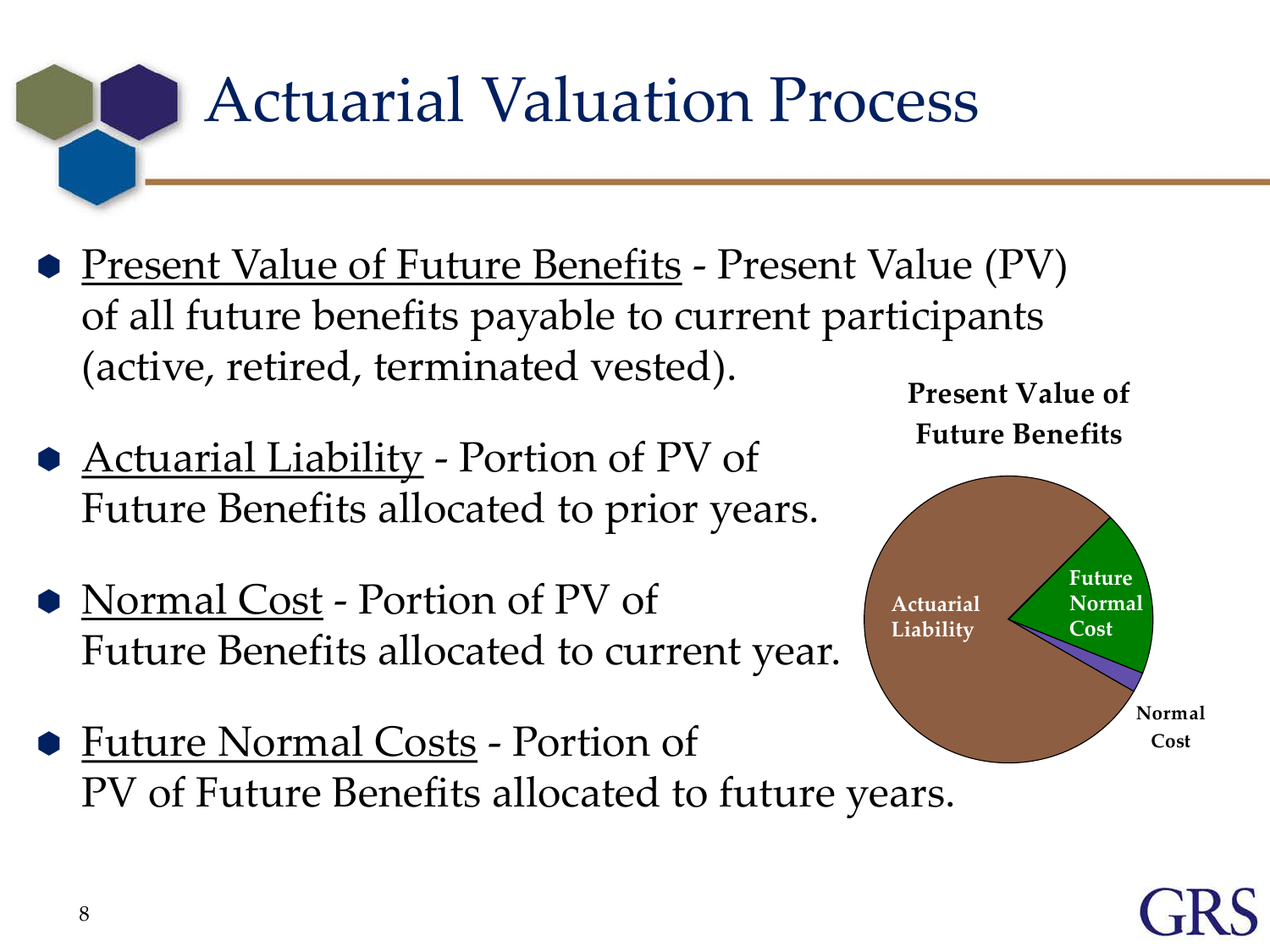# Actuarial Valuation Process

- <u>Present Value of Future Benefits</u> - Present Value (PV) of all future benefits payable to current participants (active, retired, terminated vested).
- <u>Actuarial Liability</u> - Portion of PV of Future Benefits allocated to prior years.
- <u>Normal Cost</u> - Portion of PV of Future Benefits allocated to current year.
- <u>Future Normal Costs</u> - Portion of PV of Future Benefits allocated to future years.

**Present Value of Future Benefits**

Actuarial Liability

Future Normal Cost

Normal Cost

GRS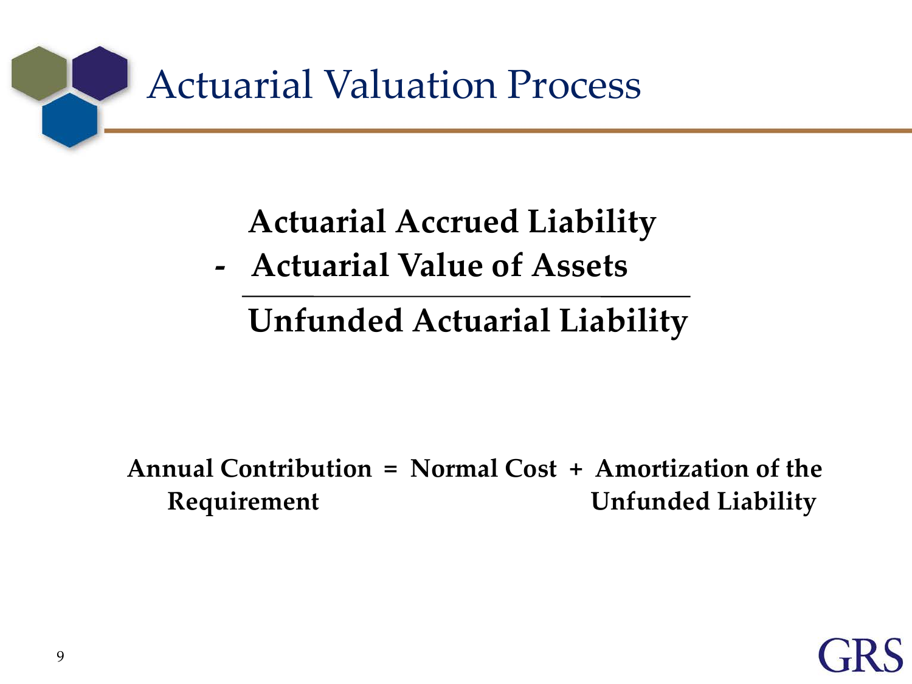# Actuarial Valuation Process

**Actuarial Accrued Liability**
**- Actuarial Value of Assets**

---

**Unfunded Actuarial Liability**

**Annual Contribution Requirement = Normal Cost + Amortization of the Unfunded Liability**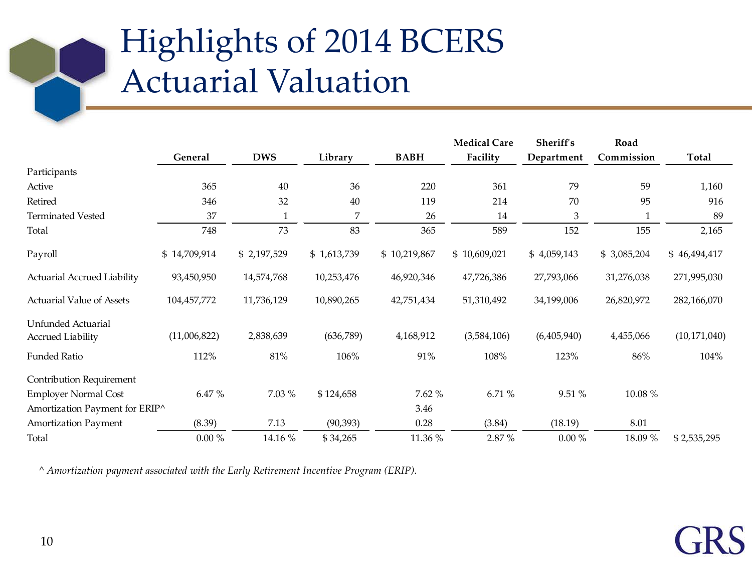# Highlights of 2014 BCERS Actuarial Valuation

| | General | DWS | Library | BABH | Medical Care Facility | Sheriff's Department | Road Commission | Total |
|---|---|---|---|---|---|---|---|---|
| Participants | | | | | | | | |
| Active | 365 | 40 | 36 | 220 | 361 | 79 | 59 | 1,160 |
| Retired | 346 | 32 | 40 | 119 | 214 | 70 | 95 | 916 |
| Terminated Vested | 37 | 1 | 7 | 26 | 14 | 3 | 1 | 89 |
| Total | 748 | 73 | 83 | 365 | 589 | 152 | 155 | 2,165 |
| Payroll | $ 14,709,914 | $ 2,197,529 | $ 1,613,739 | $ 10,219,867 | $ 10,609,021 | $ 4,059,143 | $ 3,085,204 | $ 46,494,417 |
| Actuarial Accrued Liability | 93,450,950 | 14,574,768 | 10,253,476 | 46,920,346 | 47,726,386 | 27,793,066 | 31,276,038 | 271,995,030 |
| Actuarial Value of Assets | 104,457,772 | 11,736,129 | 10,890,265 | 42,751,434 | 51,310,492 | 34,199,006 | 26,820,972 | 282,166,070 |
| Unfunded Actuarial Accrued Liability | (11,006,822) | 2,838,639 | (636,789) | 4,168,912 | (3,584,106) | (6,405,940) | 4,455,066 | (10,171,040) |
| Funded Ratio | 112% | 81% | 106% | 91% | 108% | 123% | 86% | 104% |
| Contribution Requirement | | | | | | | | |
| Employer Normal Cost | 6.47 % | 7.03 % | $ 124,658 | 7.62 % | 6.71 % | 9.51 % | 10.08 % | |
| Amortization Payment for ERIP^ | | | | 3.46 | | | | |
| Amortization Payment | (8.39) | 7.13 | (90,393) | 0.28 | (3.84) | (18.19) | 8.01 | |
| Total | 0.00 % | 14.16 % | $ 34,265 | 11.36 % | 2.87 % | 0.00 % | 18.09 % | $ 2,535,295 |

^ *Amortization payment associated with the Early Retirement Incentive Program (ERIP).*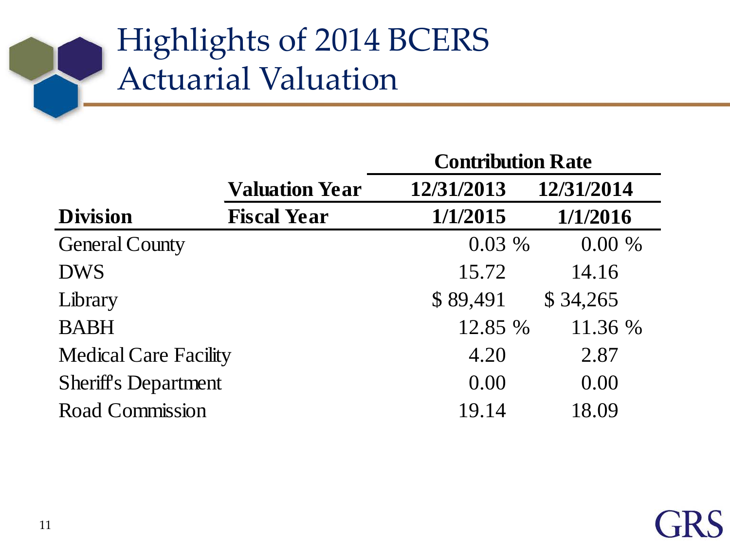# Highlights of 2014 BCERS Actuarial Valuation

| | | Contribution Rate | |
|---|---|---|---|
| | **Valuation Year** | **12/31/2013** | **12/31/2014** |
| **Division** | **Fiscal Year** | **1/1/2015** | **1/1/2016** |
| General County | | 0.03 % | 0.00 % |
| DWS | | 15.72 | 14.16 |
| Library | | $ 89,491 | $ 34,265 |
| BABH | | 12.85 % | 11.36 % |
| Medical Care Facility | | 4.20 | 2.87 |
| Sheriff's Department | | 0.00 | 0.00 |
| Road Commission | | 19.14 | 18.09 |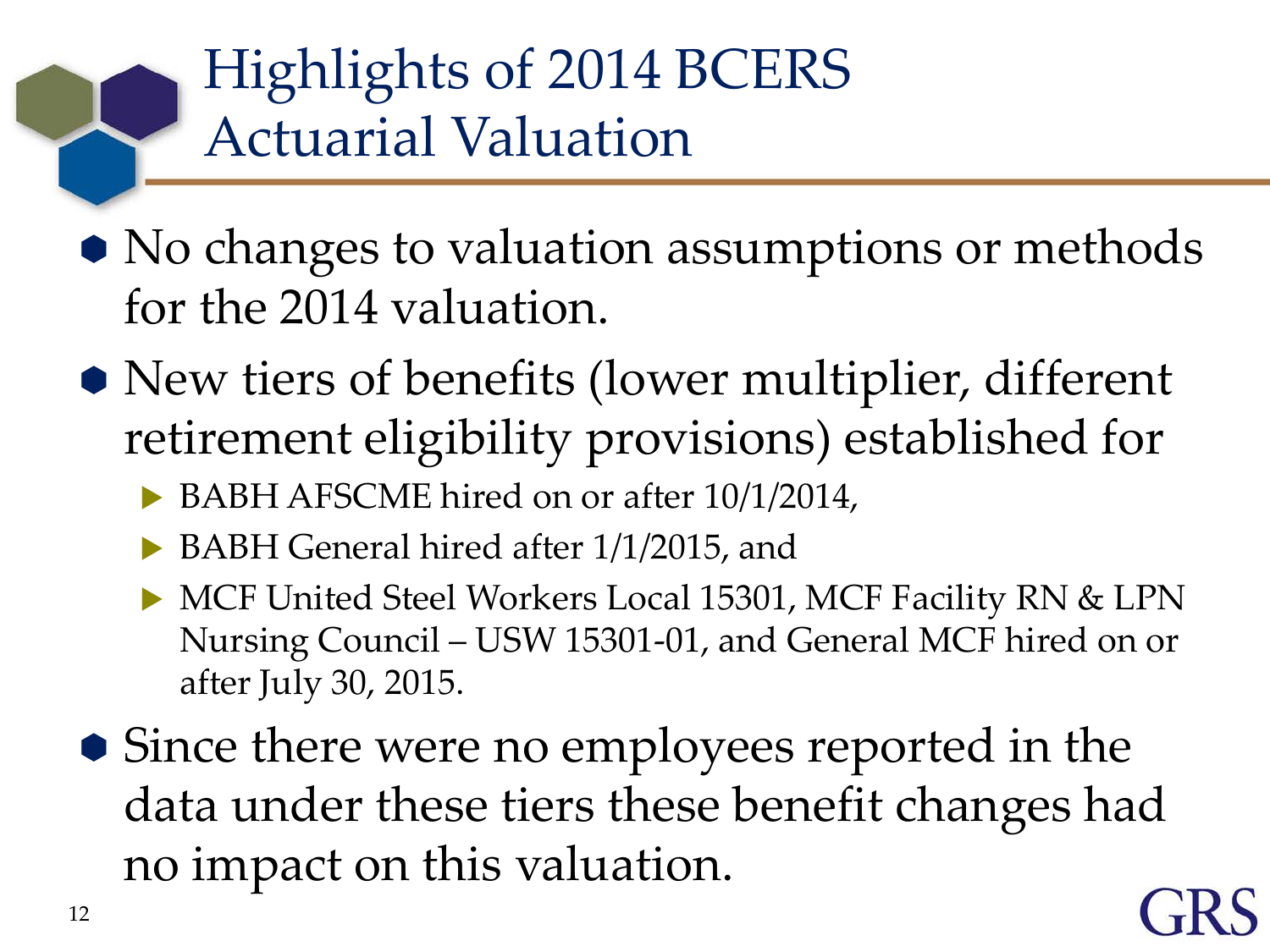# Highlights of 2014 BCERS Actuarial Valuation

- No changes to valuation assumptions or methods for the 2014 valuation.
- New tiers of benefits (lower multiplier, different retirement eligibility provisions) established for
  - BABH AFSCME hired on or after 10/1/2014,
  - BABH General hired after 1/1/2015, and
  - MCF United Steel Workers Local 15301, MCF Facility RN & LPN Nursing Council – USW 15301-01, and General MCF hired on or after July 30, 2015.
- Since there were no employees reported in the data under these tiers these benefit changes had no impact on this valuation.

GRS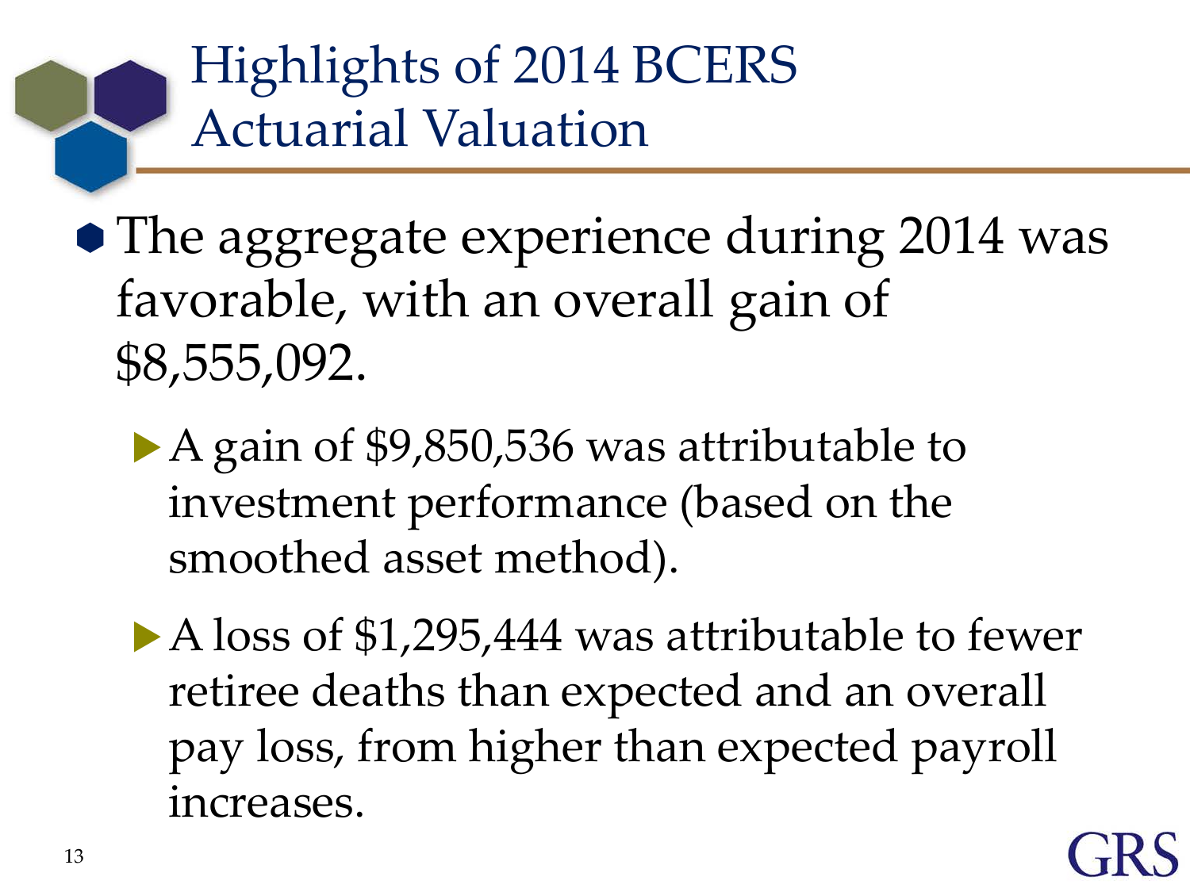# Highlights of 2014 BCERS Actuarial Valuation

- The aggregate experience during 2014 was favorable, with an overall gain of $8,555,092.
  - A gain of $9,850,536 was attributable to investment performance (based on the smoothed asset method).
  - A loss of $1,295,444 was attributable to fewer retiree deaths than expected and an overall pay loss, from higher than expected payroll increases.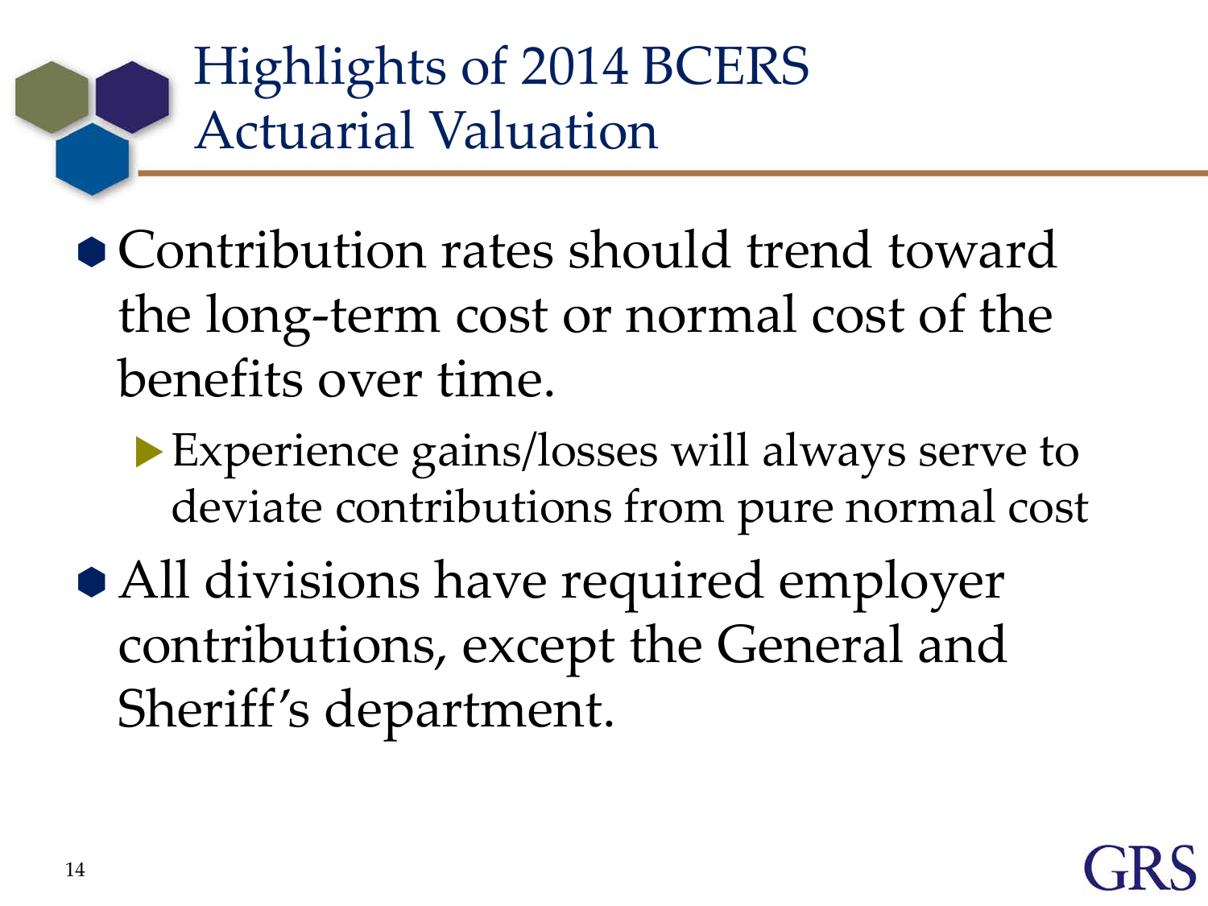# Highlights of 2014 BCERS Actuarial Valuation

- Contribution rates should trend toward the long-term cost or normal cost of the benefits over time.
  - Experience gains/losses will always serve to deviate contributions from pure normal cost
- All divisions have required employer contributions, except the General and Sheriff's department.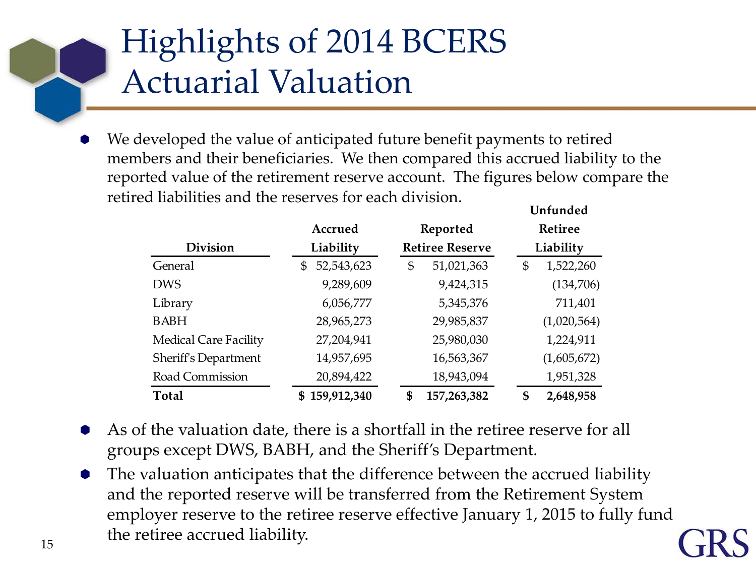# Highlights of 2014 BCERS Actuarial Valuation

- We developed the value of anticipated future benefit payments to retired members and their beneficiaries. We then compared this accrued liability to the reported value of the retirement reserve account. The figures below compare the retired liabilities and the reserves for each division.

| Division | Accrued Liability | Reported Retiree Reserve | Unfunded Retiree Liability |
|---|---|---|---|
| General | $ 52,543,623 | $ 51,021,363 | $ 1,522,260 |
| DWS | 9,289,609 | 9,424,315 | (134,706) |
| Library | 6,056,777 | 5,345,376 | 711,401 |
| BABH | 28,965,273 | 29,985,837 | (1,020,564) |
| Medical Care Facility | 27,204,941 | 25,980,030 | 1,224,911 |
| Sheriff's Department | 14,957,695 | 16,563,367 | (1,605,672) |
| Road Commission | 20,894,422 | 18,943,094 | 1,951,328 |
| **Total** | **$ 159,912,340** | **$ 157,263,382** | **$ 2,648,958** |

- As of the valuation date, there is a shortfall in the retiree reserve for all groups except DWS, BABH, and the Sheriff's Department.
- The valuation anticipates that the difference between the accrued liability and the reported reserve will be transferred from the Retirement System employer reserve to the retiree reserve effective January 1, 2015 to fully fund the retiree accrued liability.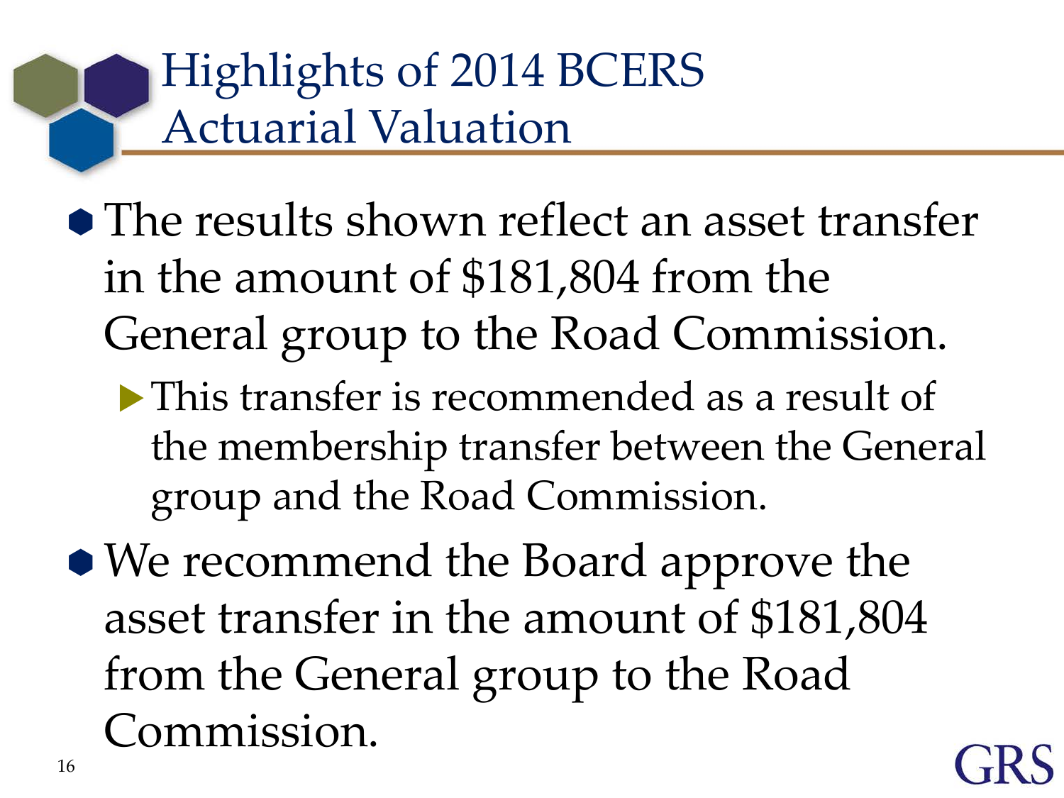# Highlights of 2014 BCERS Actuarial Valuation

- The results shown reflect an asset transfer in the amount of $181,804 from the General group to the Road Commission.
  - This transfer is recommended as a result of the membership transfer between the General group and the Road Commission.
- We recommend the Board approve the asset transfer in the amount of $181,804 from the General group to the Road Commission.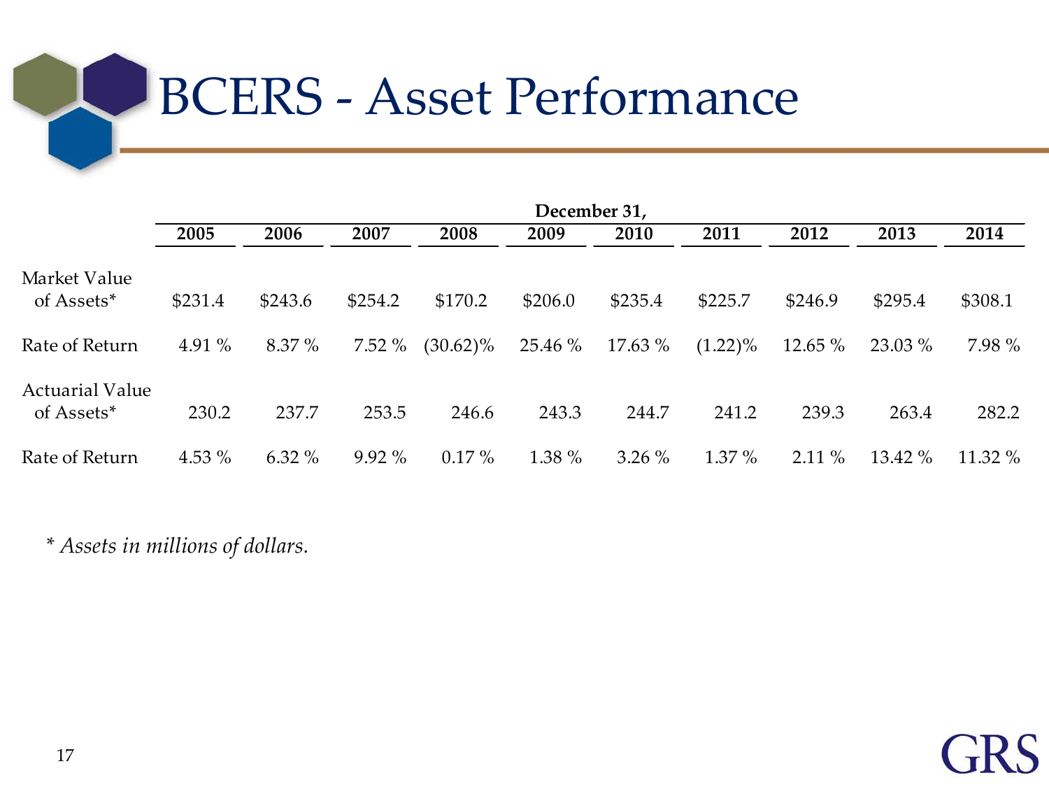# BCERS - Asset Performance

| | December 31, | | | | | | | | | |
|---|---|---|---|---|---|---|---|---|---|---|
| | 2005 | 2006 | 2007 | 2008 | 2009 | 2010 | 2011 | 2012 | 2013 | 2014 |
| Market Value of Assets* | $231.4 | $243.6 | $254.2 | $170.2 | $206.0 | $235.4 | $225.7 | $246.9 | $295.4 | $308.1 |
| Rate of Return | 4.91 % | 8.37 % | 7.52 % | (30.62)% | 25.46 % | 17.63 % | (1.22)% | 12.65 % | 23.03 % | 7.98 % |
| Actuarial Value of Assets* | 230.2 | 237.7 | 253.5 | 246.6 | 243.3 | 244.7 | 241.2 | 239.3 | 263.4 | 282.2 |
| Rate of Return | 4.53 % | 6.32 % | 9.92 % | 0.17 % | 1.38 % | 3.26 % | 1.37 % | 2.11 % | 13.42 % | 11.32 % |

*\* Assets in millions of dollars.*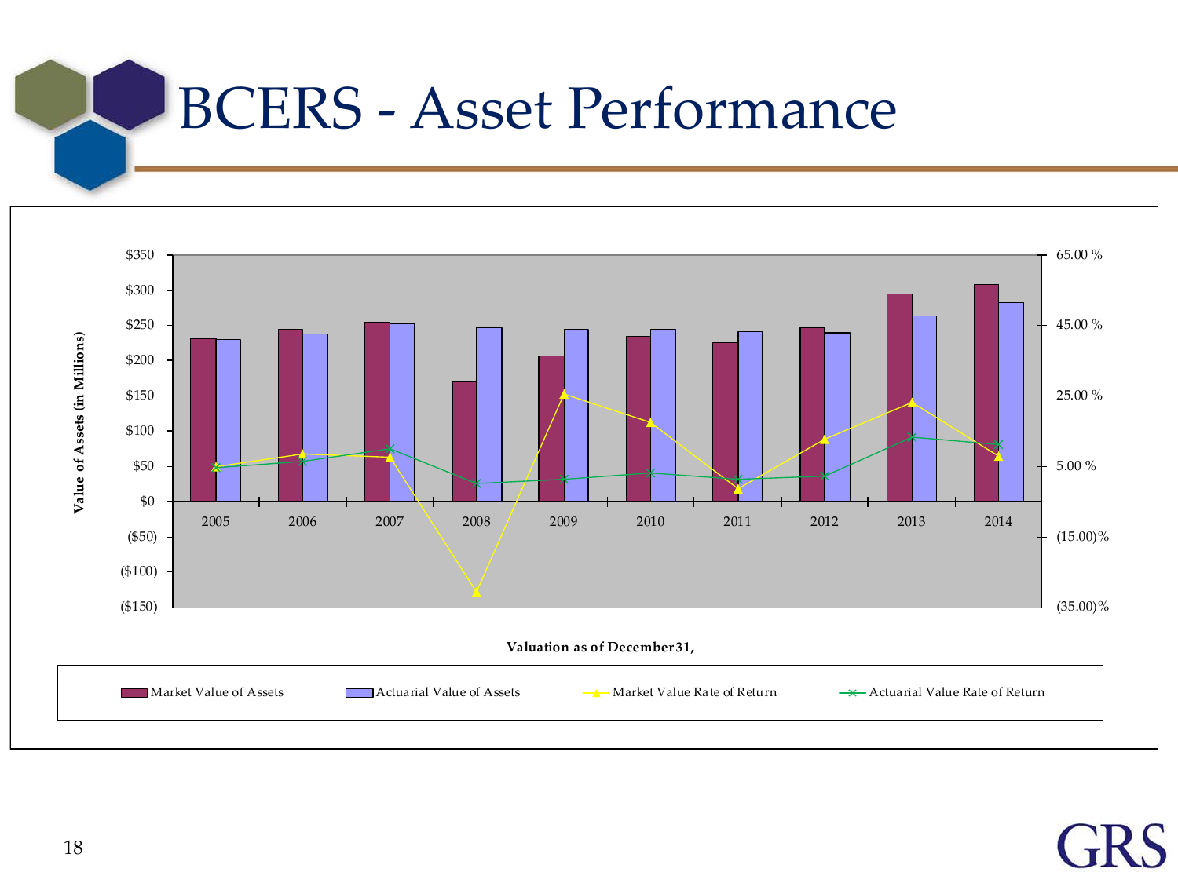# BCERS - Asset Performance

$350
$300
$250
$200
$150
$100
$50
$0
($50)
($100)
($150)

Value of Assets (in Millions)

65.00 %
45.00 %
25.00 %
5.00 %
(15.00)%
(35.00)%

2005 2006 2007 2008 2009 2010 2011 2012 2013 2014

**Valuation as of December 31,**

Market Value of Assets — Actuarial Value of Assets — Market Value Rate of Return — Actuarial Value Rate of Return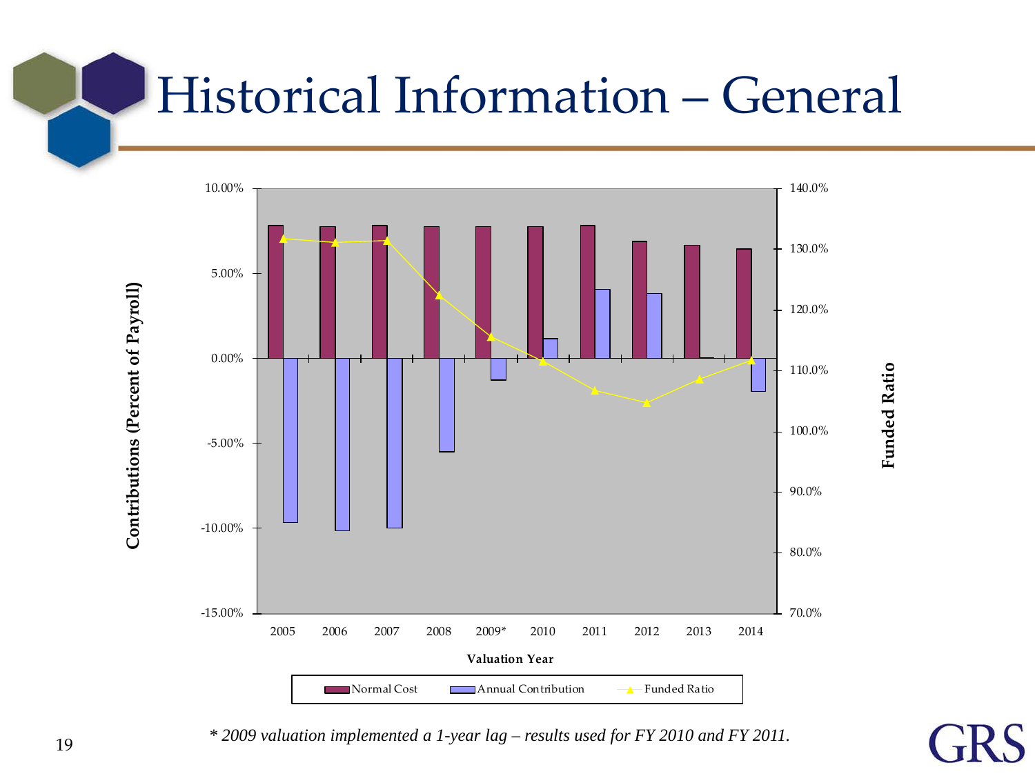# Historical Information – General

Contributions (Percent of Payroll)

Funded Ratio

Valuation Year

Normal Cost | Annual Contribution | Funded Ratio

*\* 2009 valuation implemented a 1-year lag – results used for FY 2010 and FY 2011.*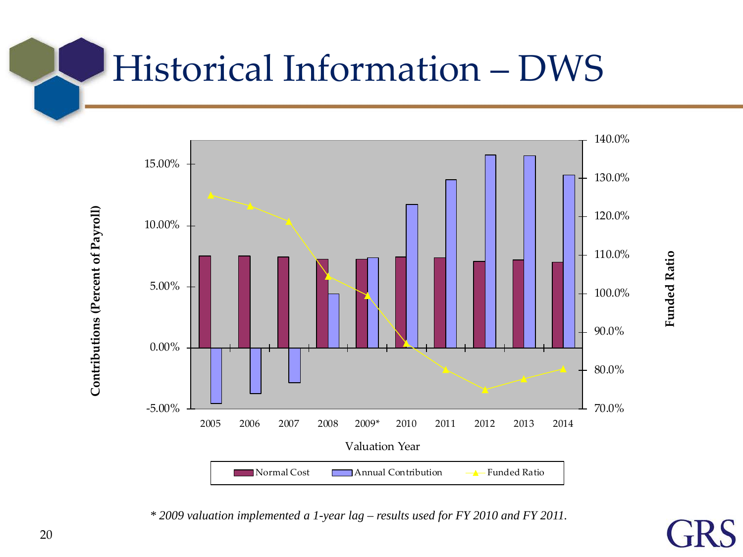# Historical Information – DWS

Contributions (Percent of Payroll)

Funded Ratio

Valuation Year

Normal Cost | Annual Contribution | Funded Ratio

*\* 2009 valuation implemented a 1-year lag – results used for FY 2010 and FY 2011.*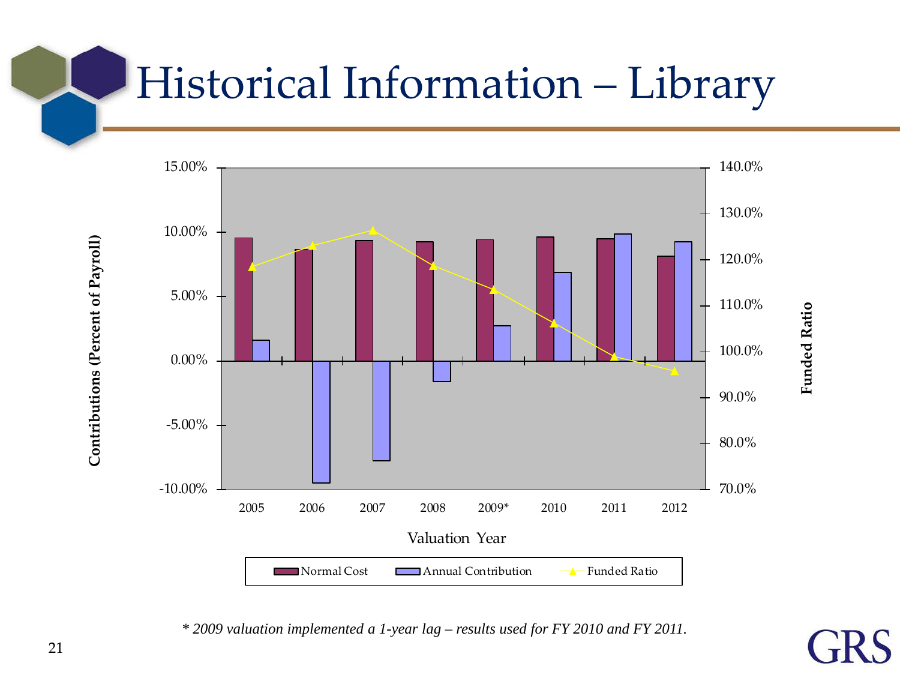# Historical Information – Library

Contributions (Percent of Payroll)

15.00%
10.00%
5.00%
0.00%
-5.00%
-10.00%

Funded Ratio

140.0%
130.0%
120.0%
110.0%
100.0%
90.0%
80.0%
70.0%

2005 2006 2007 2008 2009* 2010 2011 2012

Valuation Year

Normal Cost | Annual Contribution | Funded Ratio

*\* 2009 valuation implemented a 1-year lag – results used for FY 2010 and FY 2011.*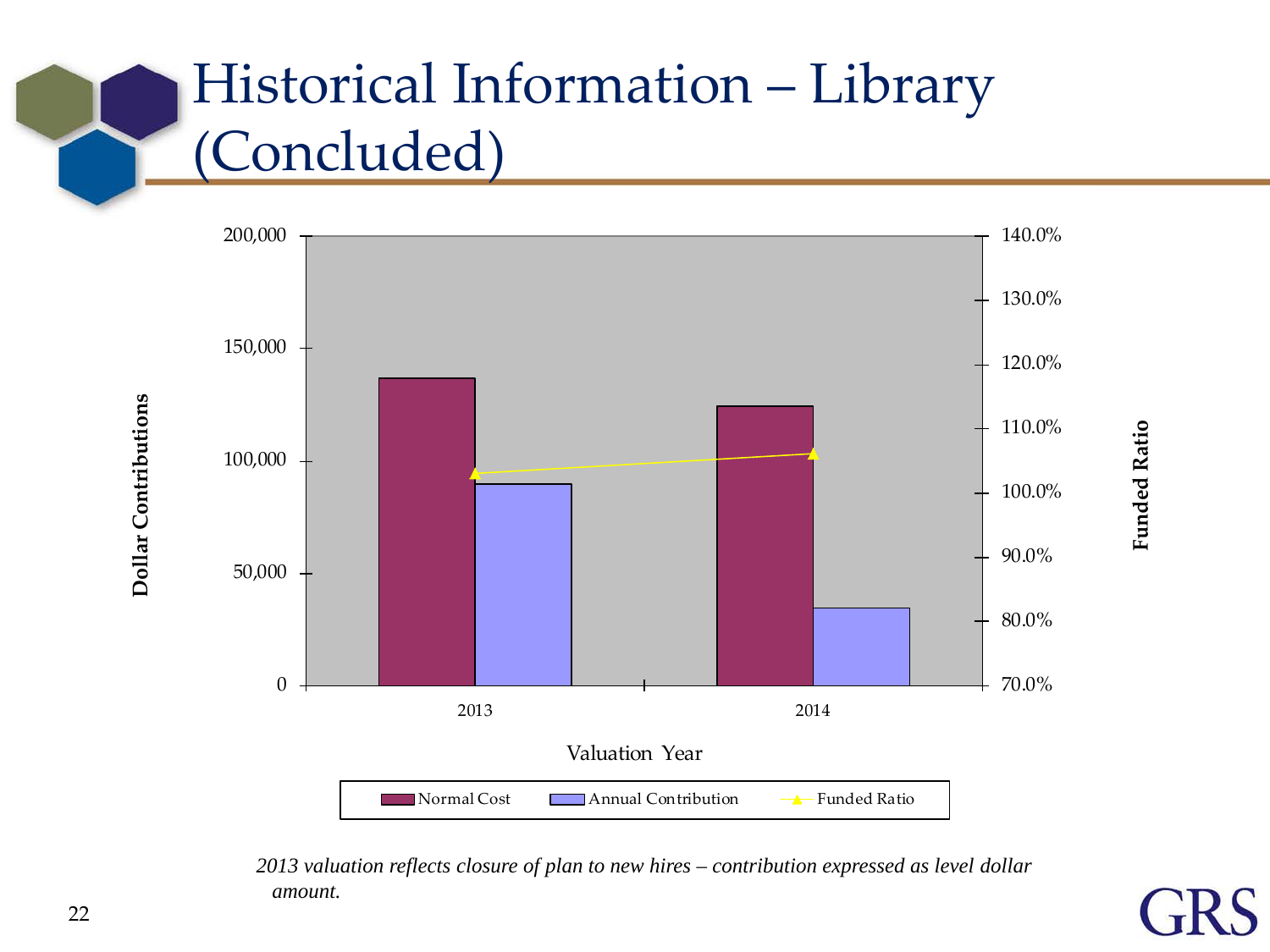# Historical Information – Library (Concluded)

Dollar Contributions

200,000
150,000
100,000
50,000
0

140.0%
130.0%
120.0%
110.0%
100.0%
90.0%
80.0%
70.0%

Funded Ratio

2013
2014

Valuation Year

Normal Cost | Annual Contribution | Funded Ratio

*2013 valuation reflects closure of plan to new hires – contribution expressed as level dollar amount.*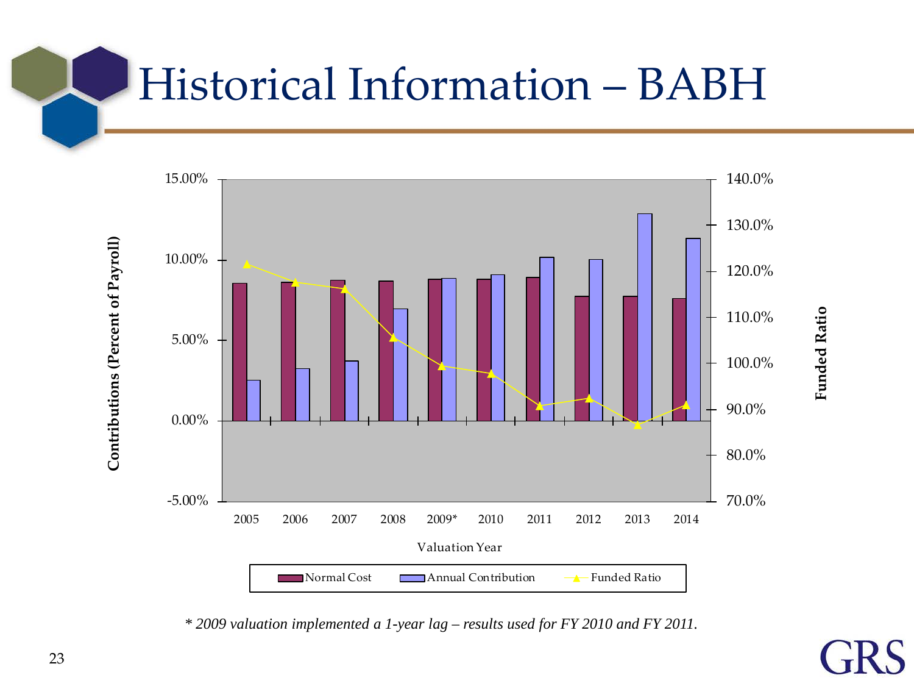# Historical Information – BABH

Contributions (Percent of Payroll)

15.00%
10.00%
5.00%
0.00%
-5.00%

140.0%
130.0%
120.0%
110.0%
100.0%
90.0%
80.0%
70.0%

Funded Ratio

2005 2006 2007 2008 2009* 2010 2011 2012 2013 2014

Valuation Year

Normal Cost | Annual Contribution | Funded Ratio

*\* 2009 valuation implemented a 1-year lag – results used for FY 2010 and FY 2011.*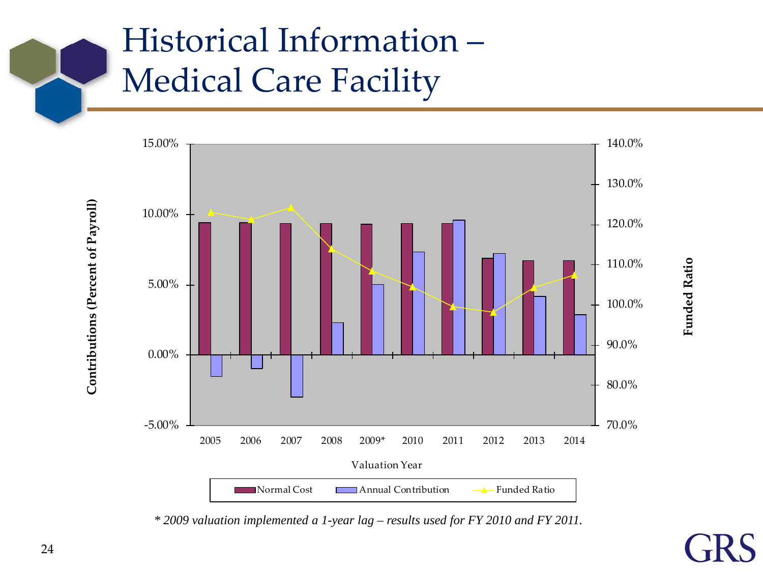# Historical Information – Medical Care Facility

Contributions (Percent of Payroll)

15.00%
10.00%
5.00%
0.00%
-5.00%

Funded Ratio

140.0%
130.0%
120.0%
110.0%
100.0%
90.0%
80.0%
70.0%

2005 2006 2007 2008 2009* 2010 2011 2012 2013 2014

Valuation Year

Normal Cost | Annual Contribution | Funded Ratio

*\* 2009 valuation implemented a 1-year lag – results used for FY 2010 and FY 2011.*

GRS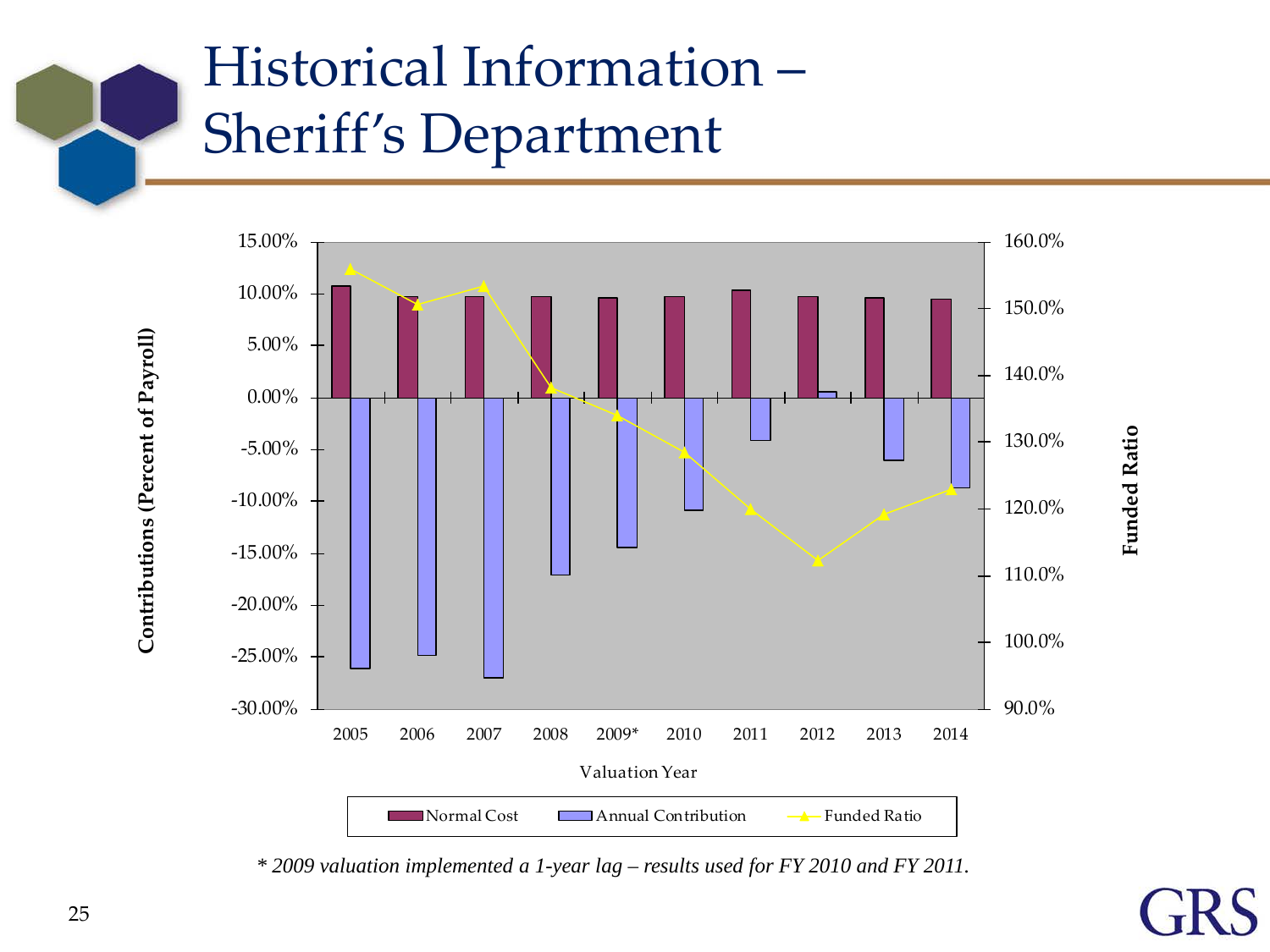# Historical Information – Sheriff's Department

Contributions (Percent of Payroll)

15.00%
10.00%
5.00%
0.00%
-5.00%
-10.00%
-15.00%
-20.00%
-25.00%
-30.00%

Funded Ratio

160.0%
150.0%
140.0%
130.0%
120.0%
110.0%
100.0%
90.0%

2005 2006 2007 2008 2009* 2010 2011 2012 2013 2014

Valuation Year

Normal Cost | Annual Contribution | Funded Ratio

*\* 2009 valuation implemented a 1-year lag – results used for FY 2010 and FY 2011.*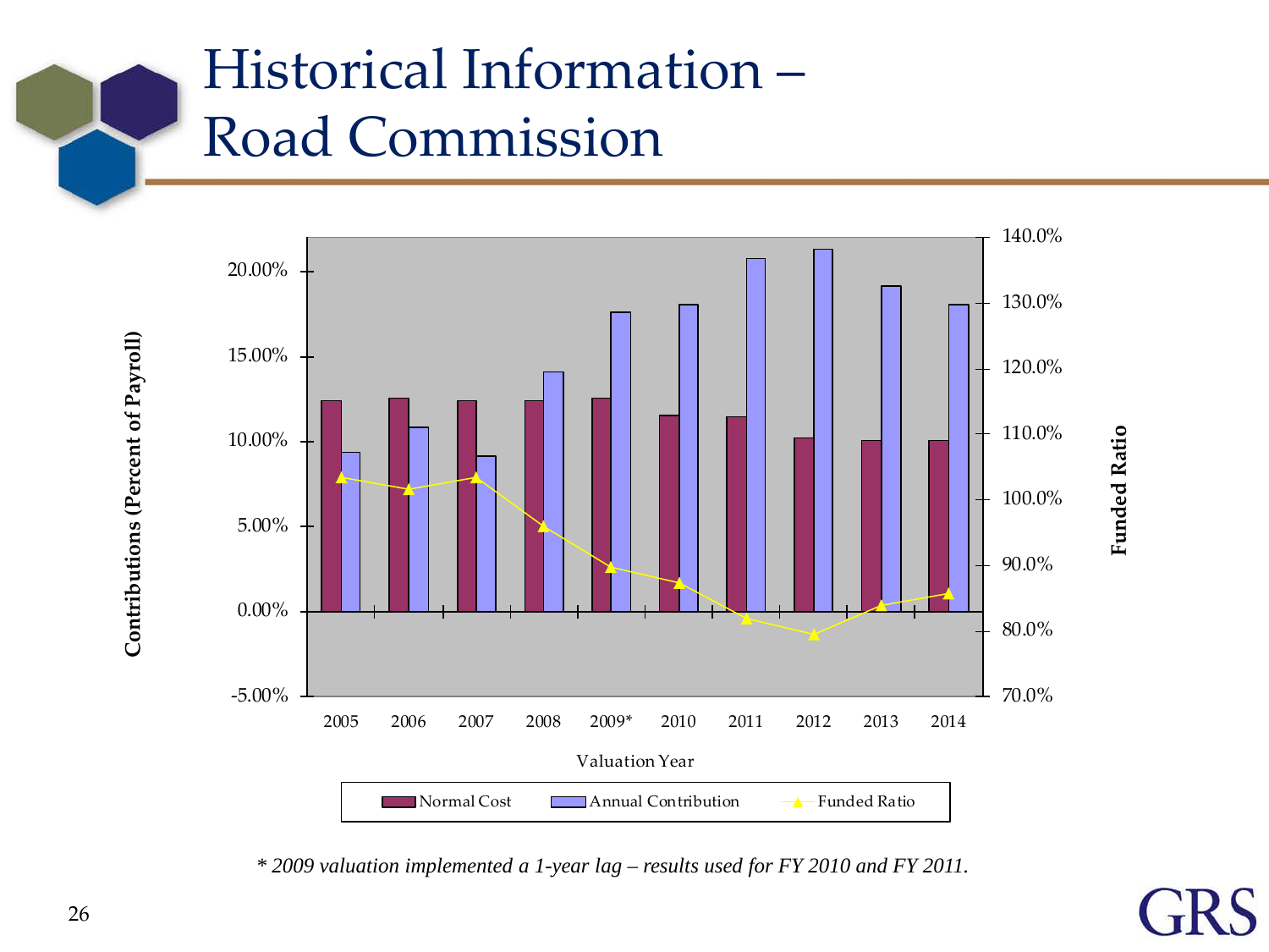# Historical Information – Road Commission

Contributions (Percent of Payroll)

Funded Ratio

Valuation Year

Normal Cost | Annual Contribution | Funded Ratio

2005 | 2006 | 2007 | 2008 | 2009* | 2010 | 2011 | 2012 | 2013 | 2014

*\* 2009 valuation implemented a 1-year lag – results used for FY 2010 and FY 2011.*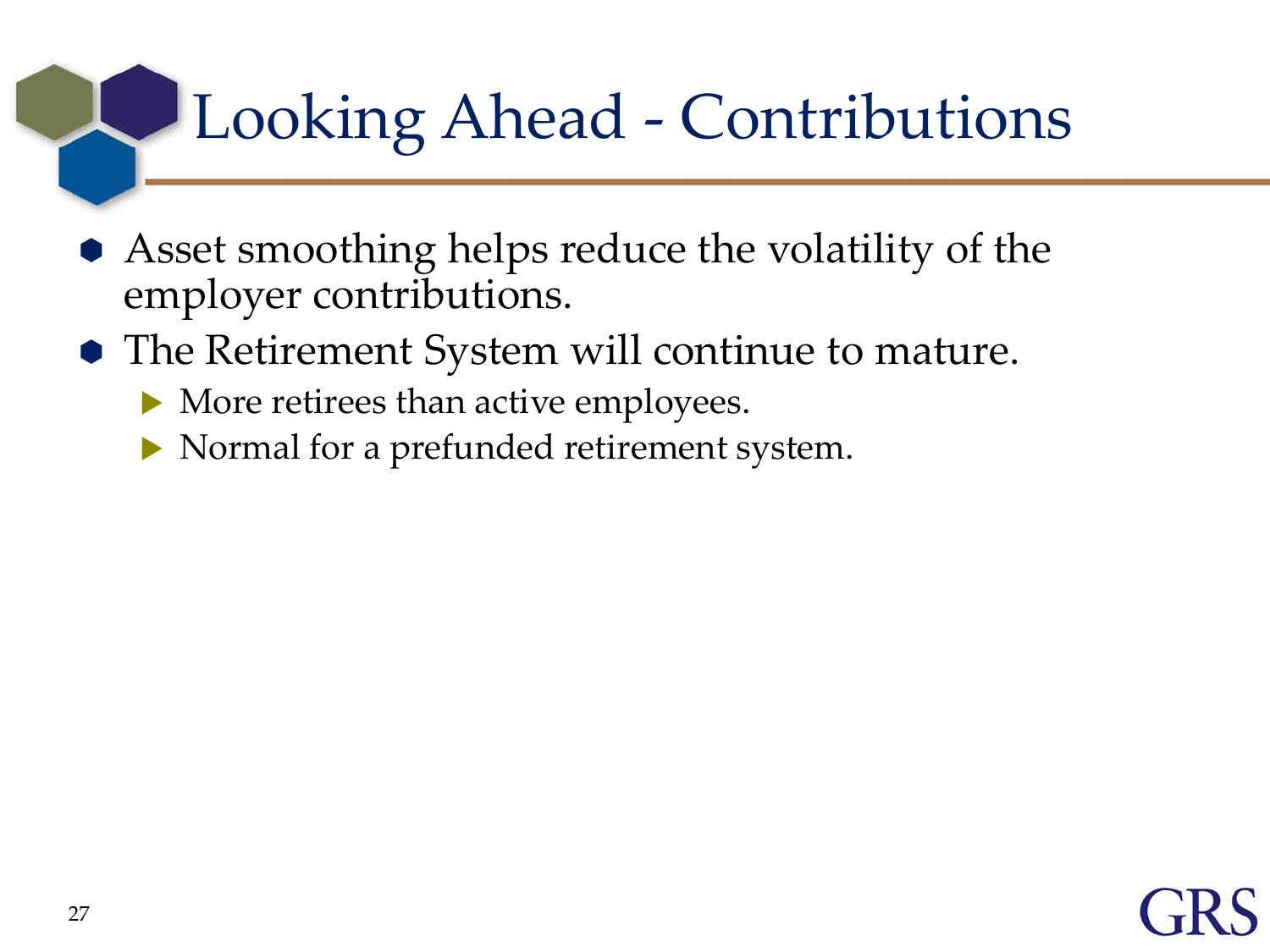# Looking Ahead - Contributions

- Asset smoothing helps reduce the volatility of the employer contributions.
- The Retirement System will continue to mature.
  - More retirees than active employees.
  - Normal for a prefunded retirement system.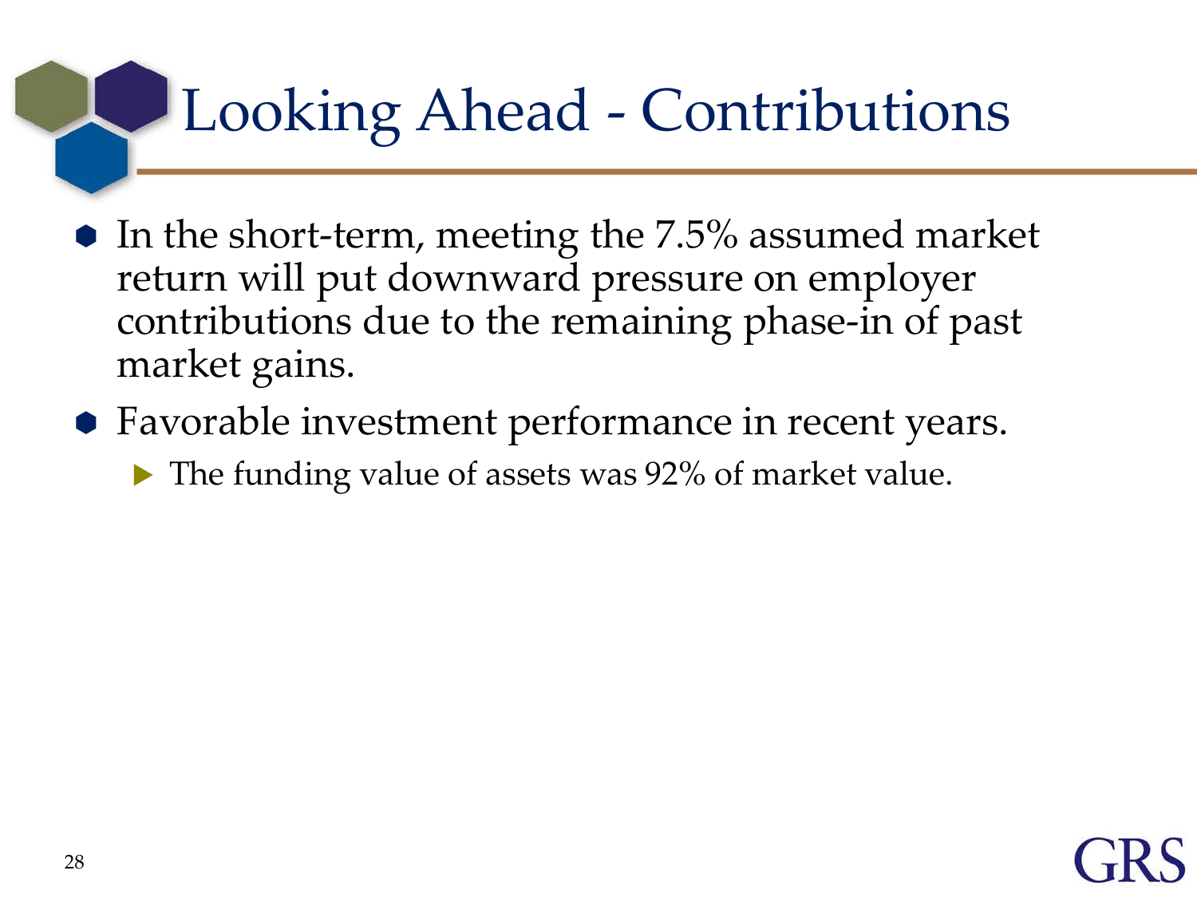# Looking Ahead - Contributions

- In the short-term, meeting the 7.5% assumed market return will put downward pressure on employer contributions due to the remaining phase-in of past market gains.
- Favorable investment performance in recent years.
  - The funding value of assets was 92% of market value.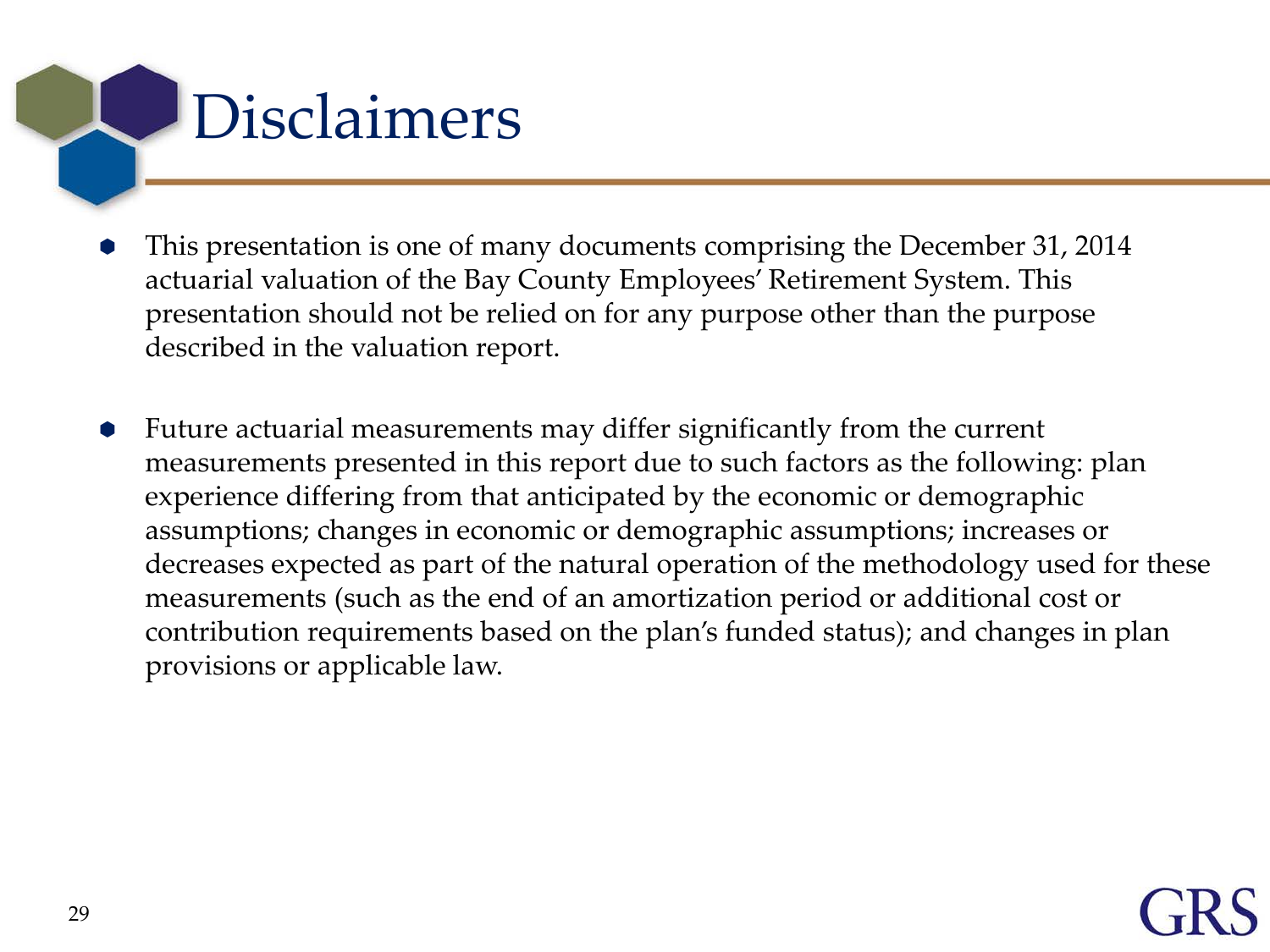# Disclaimers

- This presentation is one of many documents comprising the December 31, 2014 actuarial valuation of the Bay County Employees' Retirement System. This presentation should not be relied on for any purpose other than the purpose described in the valuation report.

- Future actuarial measurements may differ significantly from the current measurements presented in this report due to such factors as the following: plan experience differing from that anticipated by the economic or demographic assumptions; changes in economic or demographic assumptions; increases or decreases expected as part of the natural operation of the methodology used for these measurements (such as the end of an amortization period or additional cost or contribution requirements based on the plan's funded status); and changes in plan provisions or applicable law.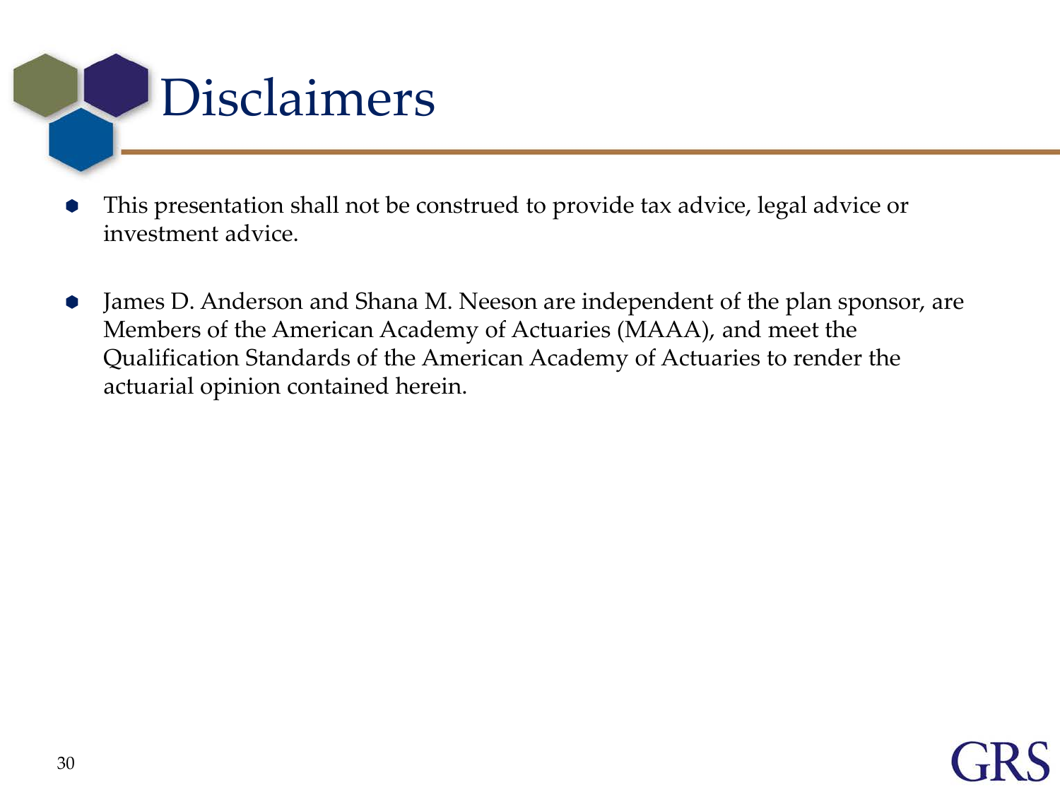# Disclaimers

- This presentation shall not be construed to provide tax advice, legal advice or investment advice.
- James D. Anderson and Shana M. Neeson are independent of the plan sponsor, are Members of the American Academy of Actuaries (MAAA), and meet the Qualification Standards of the American Academy of Actuaries to render the actuarial opinion contained herein.